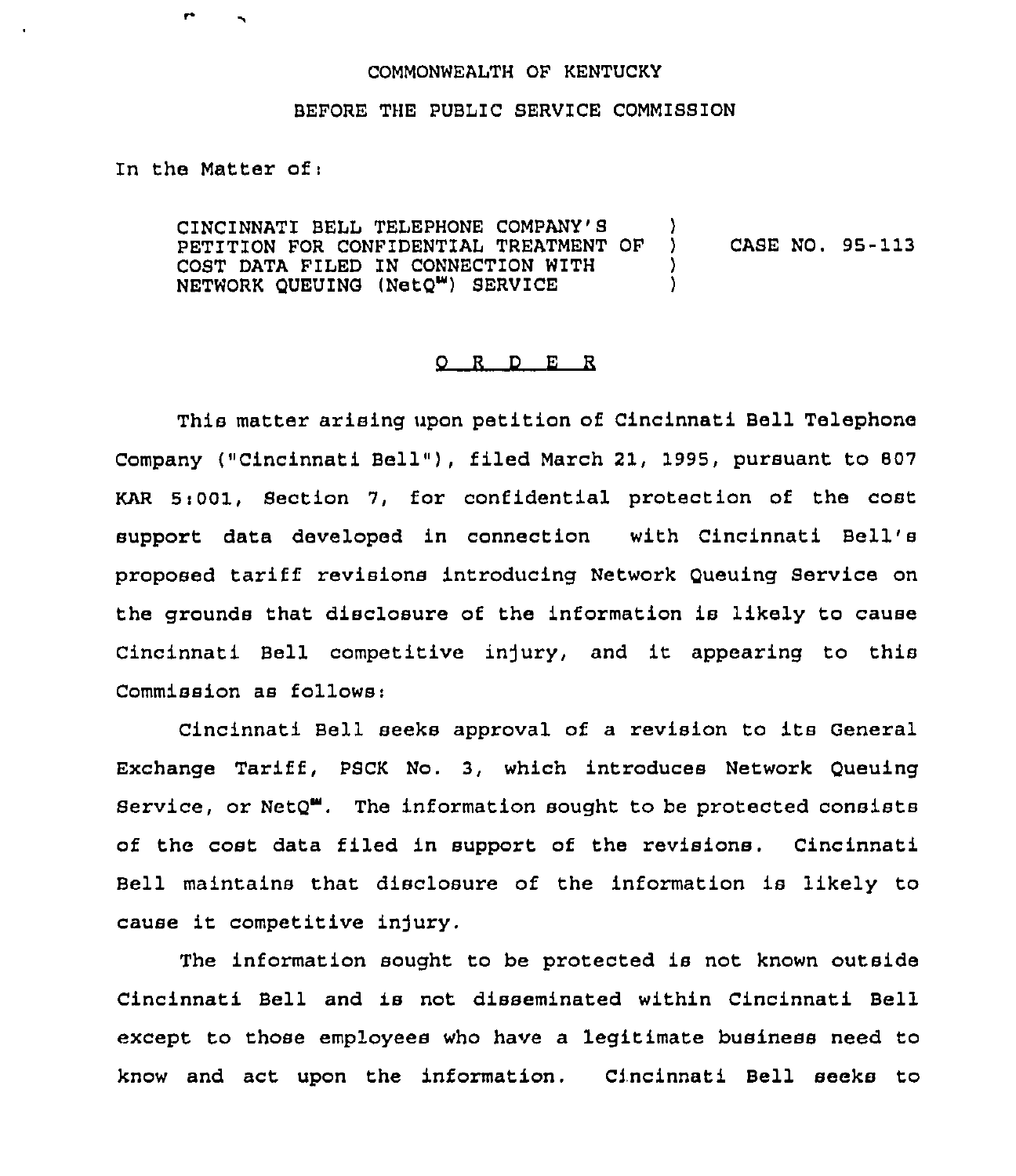COMMONWEALTH OF KENTUCKY

BEFORE THE PUBLIC SERVICE COMMISSION

In the Matter of:

| | | |
|---|---|---|
| CINCINNATI BELL TELEPHONE COMPANY'S PETITION FOR CONFIDENTIAL TREATMENT OF COST DATA FILED IN CONNECTION WITH NETWORK QUEUING (NetQ℠) SERVICE | ) ) ) ) | CASE NO. 95-113 |

## O R D E R

This matter arising upon petition of Cincinnati Bell Telephone Company ("Cincinnati Bell"), filed March 21, 1995, pursuant to 807 KAR 5:001, Section 7, for confidential protection of the cost support data developed in connection with Cincinnati Bell's proposed tariff revisions introducing Network Queuing Service on the grounds that disclosure of the information is likely to cause Cincinnati Bell competitive injury, and it appearing to this Commission as follows:

Cincinnati Bell seeks approval of a revision to its General Exchange Tariff, PSCK No. 3, which introduces Network Queuing Service, or NetQ℠. The information sought to be protected consists of the cost data filed in support of the revisions. Cincinnati Bell maintains that disclosure of the information is likely to cause it competitive injury.

The information sought to be protected is not known outside Cincinnati Bell and is not disseminated within Cincinnati Bell except to those employees who have a legitimate business need to know and act upon the information. Cincinnati Bell seeks to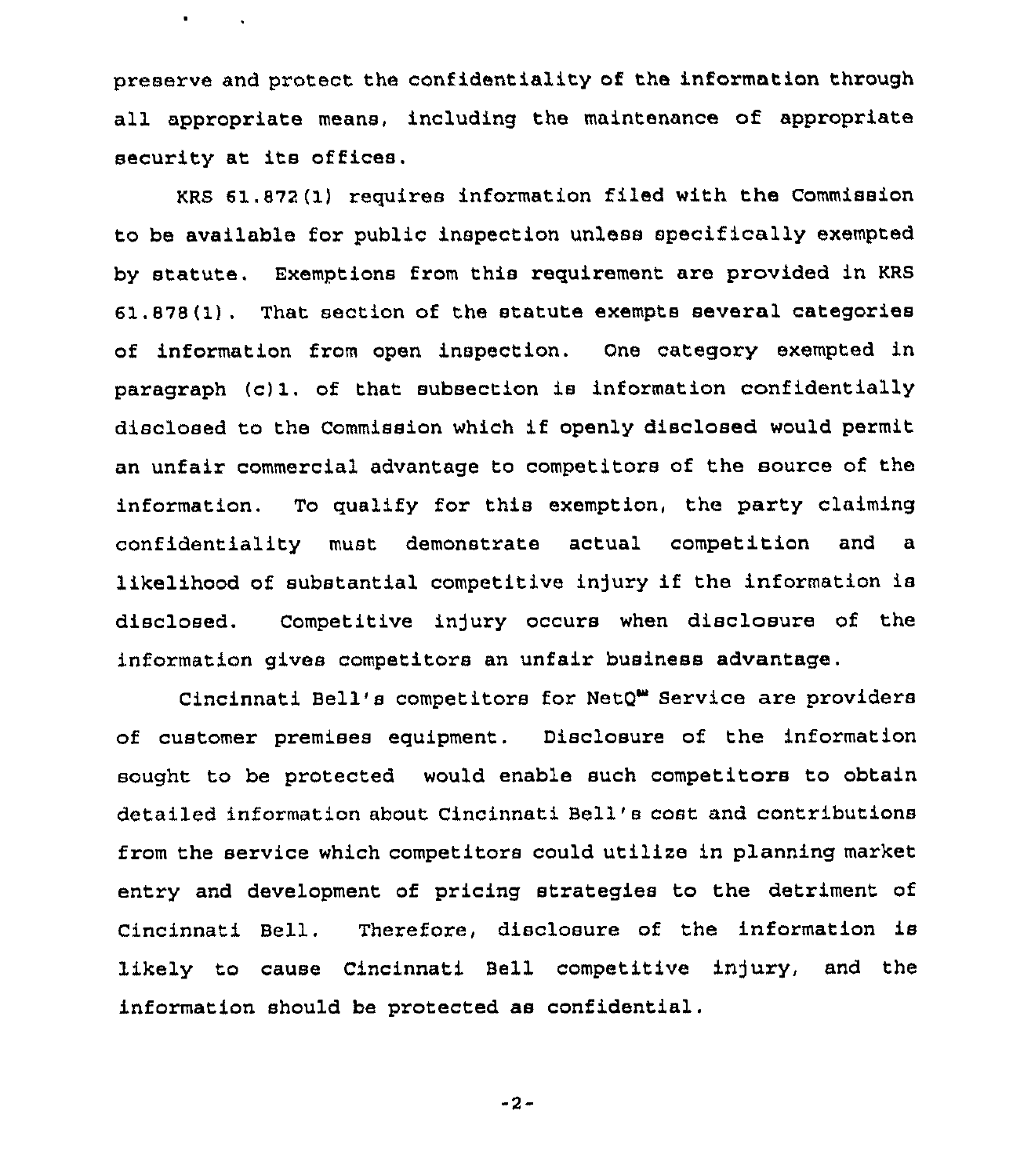preserve and protect the confidentiality of the information through all appropriate means, including the maintenance of appropriate security at its offices.

KRS 61.872(1) requires information filed with the Commission to be available for public inspection unless specifically exempted by statute. Exemptions from this requirement are provided in KRS 61.878(1). That section of the statute exempts several categories of information from open inspection. One category exempted in paragraph (c)1. of that subsection is information confidentially disclosed to the Commission which if openly disclosed would permit an unfair commercial advantage to competitors of the source of the information. To qualify for this exemption, the party claiming confidentiality must demonstrate actual competition and a likelihood of substantial competitive injury if the information is disclosed. Competitive injury occurs when disclosure of the information gives competitors an unfair business advantage.

Cincinnati Bell's competitors for NetQ℠ Service are providers of customer premises equipment. Disclosure of the information sought to be protected would enable such competitors to obtain detailed information about Cincinnati Bell's cost and contributions from the service which competitors could utilize in planning market entry and development of pricing strategies to the detriment of Cincinnati Bell. Therefore, disclosure of the information is likely to cause Cincinnati Bell competitive injury, and the information should be protected as confidential.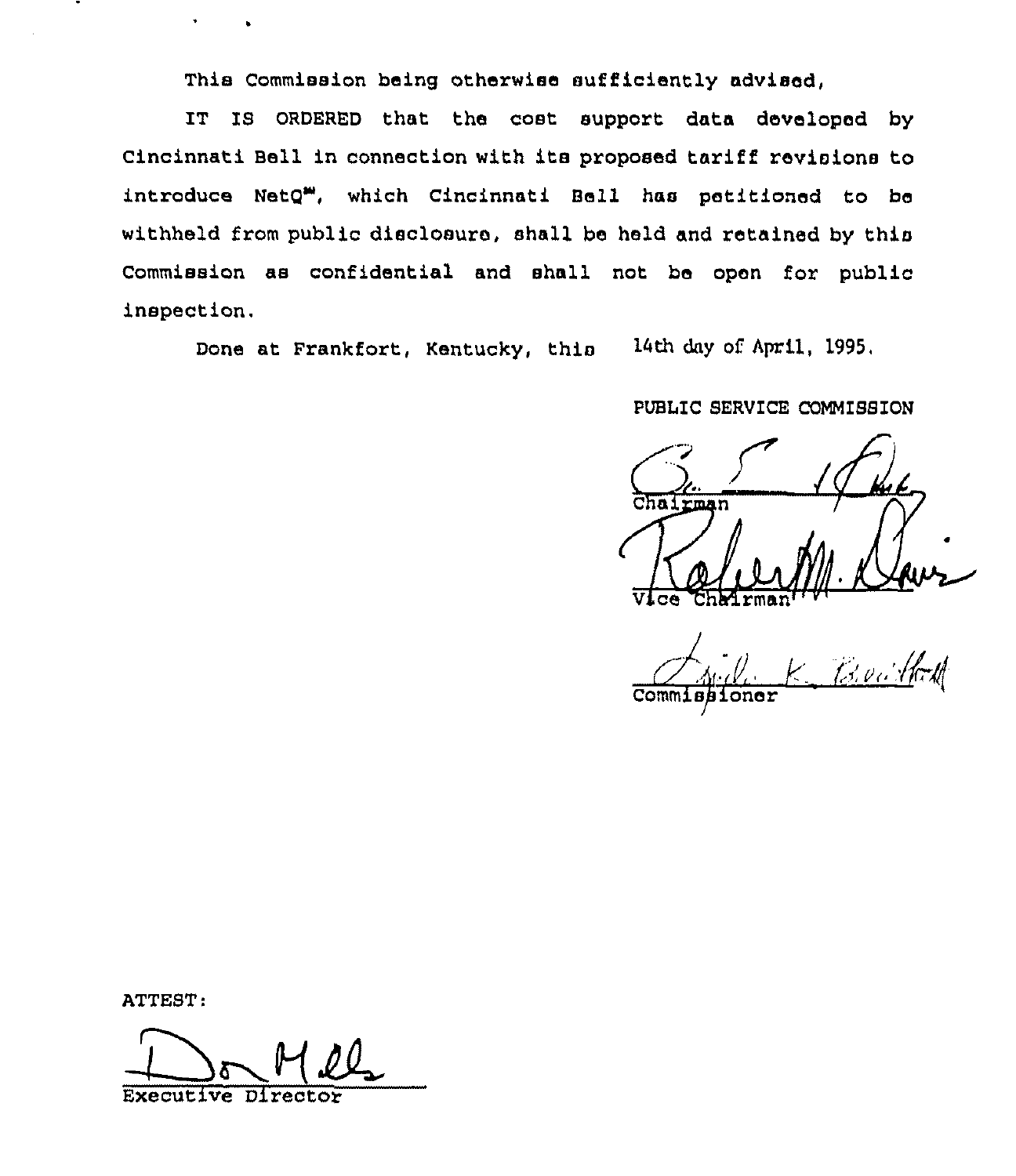This Commission being otherwise sufficiently advised,

IT IS ORDERED that the cost support data developed by Cincinnati Bell in connection with its proposed tariff revisions to introduce NetQ[SM], which Cincinnati Bell has petitioned to be withheld from public disclosure, shall be held and retained by this Commission as confidential and shall not be open for public inspection.

Done at Frankfort, Kentucky, this 14th day of April, 1995.

PUBLIC SERVICE COMMISSION

Chairman

Vice Chairman

Commissioner

ATTEST:

Executive Director